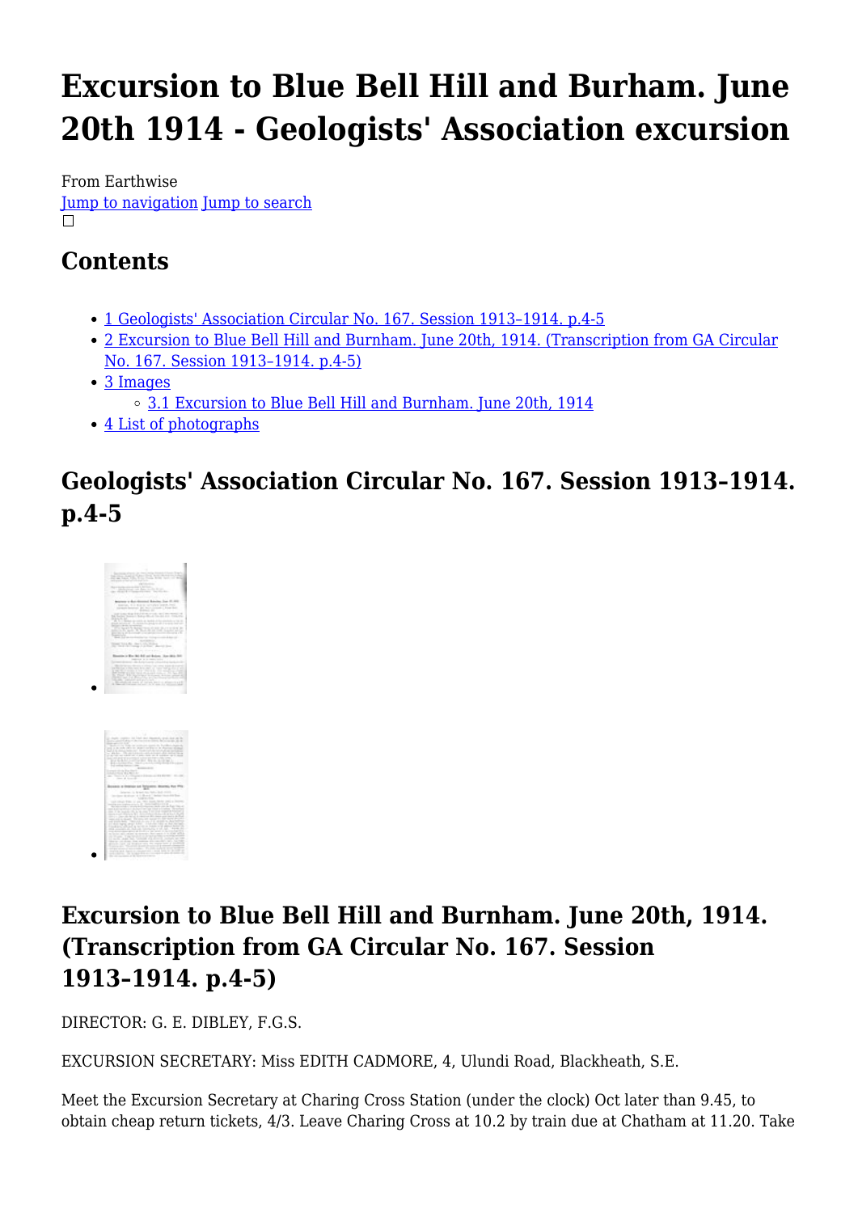# Excursion to Blue Bell Hill and Burham. June 20th 1914 - Geologists' Association excursion

From Earthwise

Jump to navigation Jump to search

## Contents

- 1 Geologists' Association Circular No. 167. Session 1913–1914. p.4-5
- 2 Excursion to Blue Bell Hill and Burnham. June 20th, 1914. (Transcription from GA Circular No. 167. Session 1913–1914. p.4-5)
- 3 Images
  - 3.1 Excursion to Blue Bell Hill and Burnham. June 20th, 1914
- 4 List of photographs

## Geologists' Association Circular No. 167. Session 1913–1914. p.4-5

## Excursion to Blue Bell Hill and Burnham. June 20th, 1914. (Transcription from GA Circular No. 167. Session 1913–1914. p.4-5)

DIRECTOR: G. E. DIBLEY, F.G.S.

EXCURSION SECRETARY: Miss EDITH CADMORE, 4, Ulundi Road, Blackheath, S.E.

Meet the Excursion Secretary at Charing Cross Station (under the clock) Oct later than 9.45, to obtain cheap return tickets, 4/3. Leave Charing Cross at 10.2 by train due at Chatham at 11.20. Take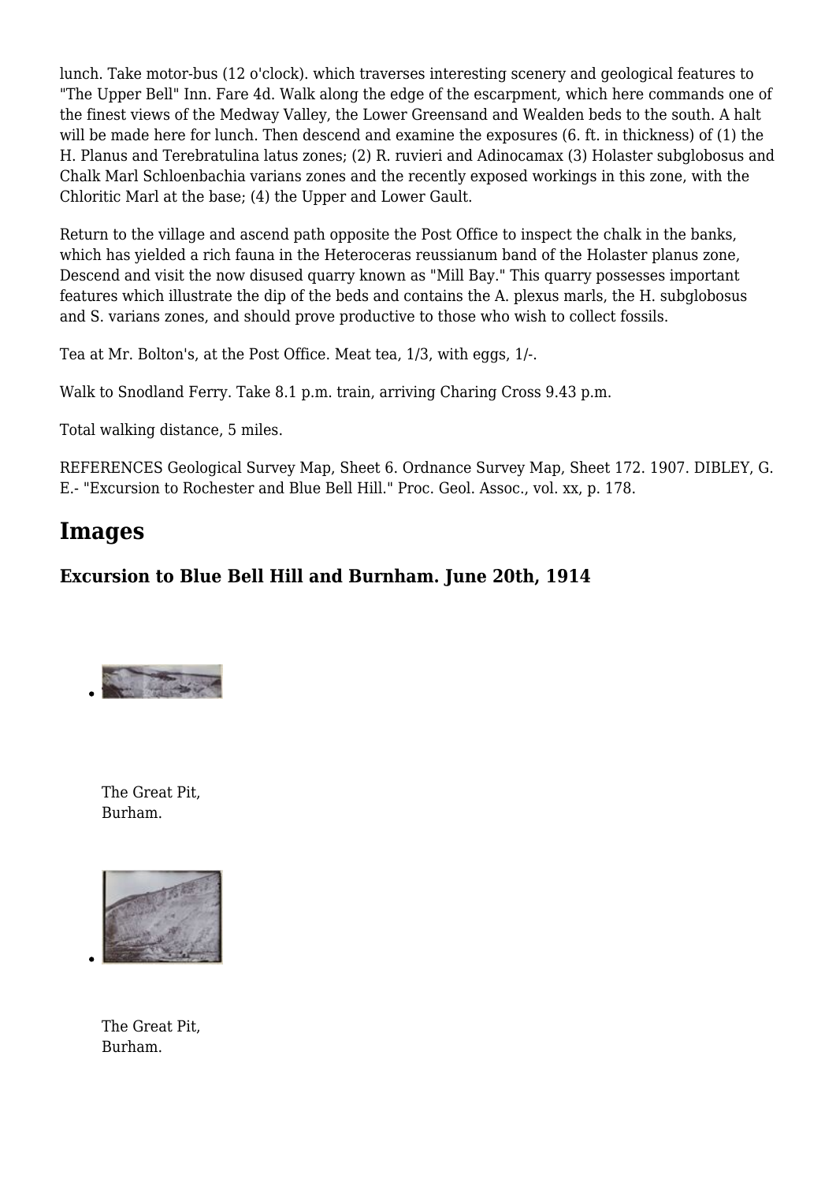lunch. Take motor-bus (12 o'clock). which traverses interesting scenery and geological features to "The Upper Bell" Inn. Fare 4d. Walk along the edge of the escarpment, which here commands one of the finest views of the Medway Valley, the Lower Greensand and Wealden beds to the south. A halt will be made here for lunch. Then descend and examine the exposures (6. ft. in thickness) of (1) the H. Planus and Terebratulina latus zones; (2) R. ruvieri and Adinocamax (3) Holaster subglobosus and Chalk Marl Schloenbachia varians zones and the recently exposed workings in this zone, with the Chloritic Marl at the base; (4) the Upper and Lower Gault.

Return to the village and ascend path opposite the Post Office to inspect the chalk in the banks, which has yielded a rich fauna in the Heteroceras reussianum band of the Holaster planus zone, Descend and visit the now disused quarry known as "Mill Bay." This quarry possesses important features which illustrate the dip of the beds and contains the A. plexus marls, the H. subglobosus and S. varians zones, and should prove productive to those who wish to collect fossils.

Tea at Mr. Bolton's, at the Post Office. Meat tea, 1/3, with eggs, 1/-.

Walk to Snodland Ferry. Take 8.1 p.m. train, arriving Charing Cross 9.43 p.m.

Total walking distance, 5 miles.

REFERENCES Geological Survey Map, Sheet 6. Ordnance Survey Map, Sheet 172. 1907. DIBLEY, G. E.- "Excursion to Rochester and Blue Bell Hill." Proc. Geol. Assoc., vol. xx, p. 178.

## Images

### Excursion to Blue Bell Hill and Burnham. June 20th, 1914

- The Great Pit, Burham.

- The Great Pit, Burham.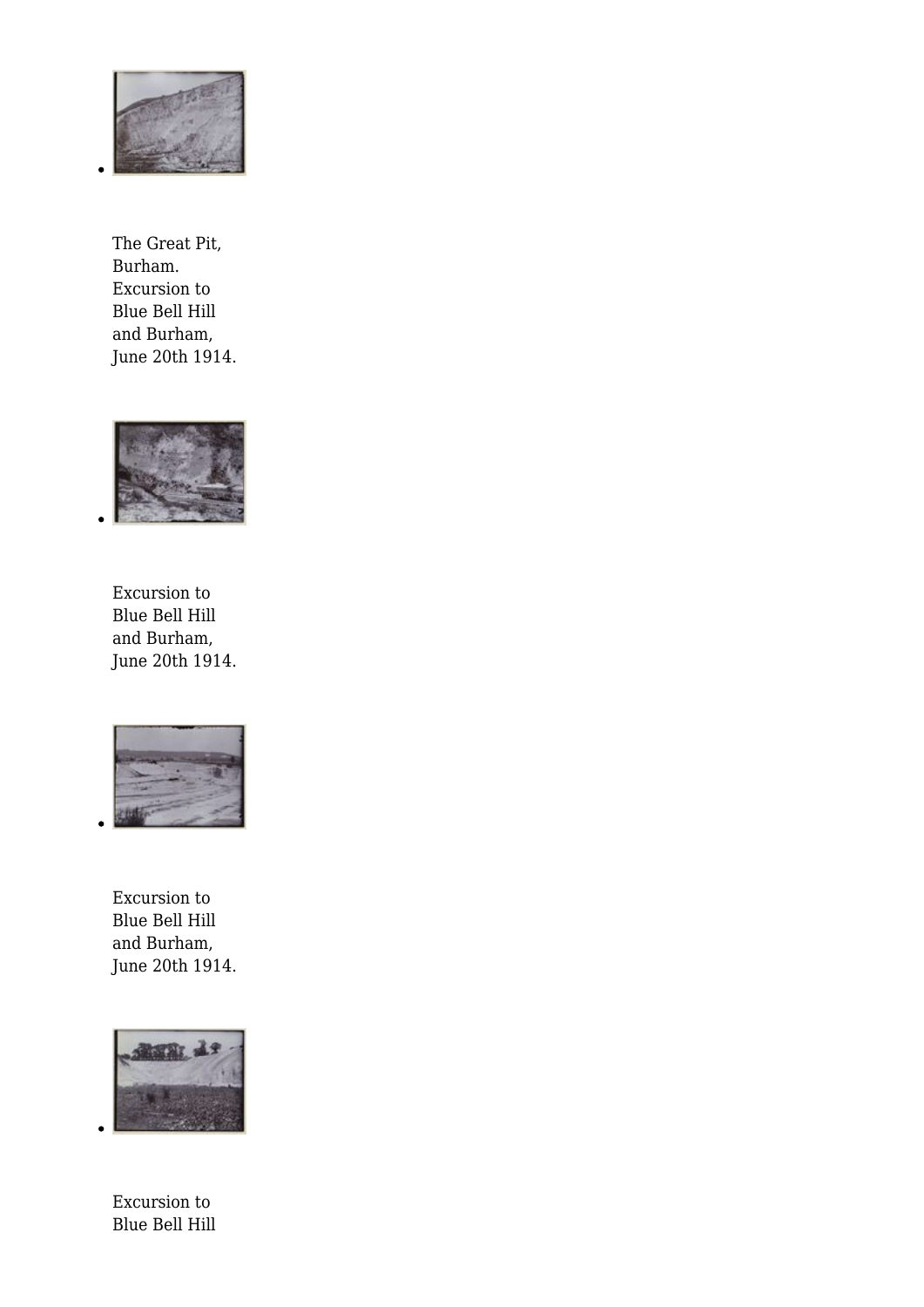- The Great Pit, Burham. Excursion to Blue Bell Hill and Burham, June 20th 1914.

- Excursion to Blue Bell Hill and Burham, June 20th 1914.

- Excursion to Blue Bell Hill and Burham, June 20th 1914.

- Excursion to Blue Bell Hill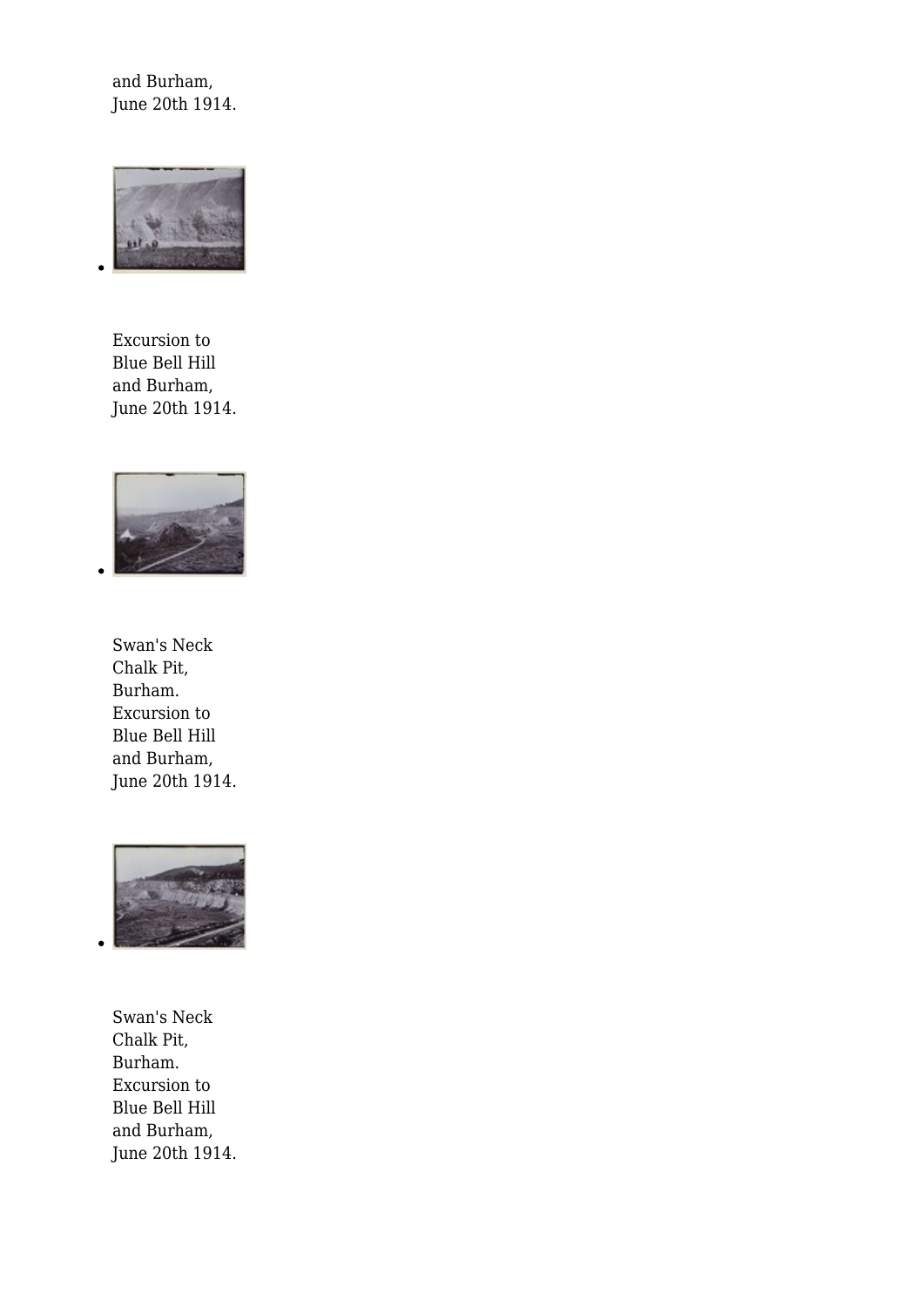and Burham,
June 20th 1914.

- Excursion to Blue Bell Hill and Burham, June 20th 1914.

- Swan's Neck Chalk Pit, Burham. Excursion to Blue Bell Hill and Burham, June 20th 1914.

- Swan's Neck Chalk Pit, Burham. Excursion to Blue Bell Hill and Burham, June 20th 1914.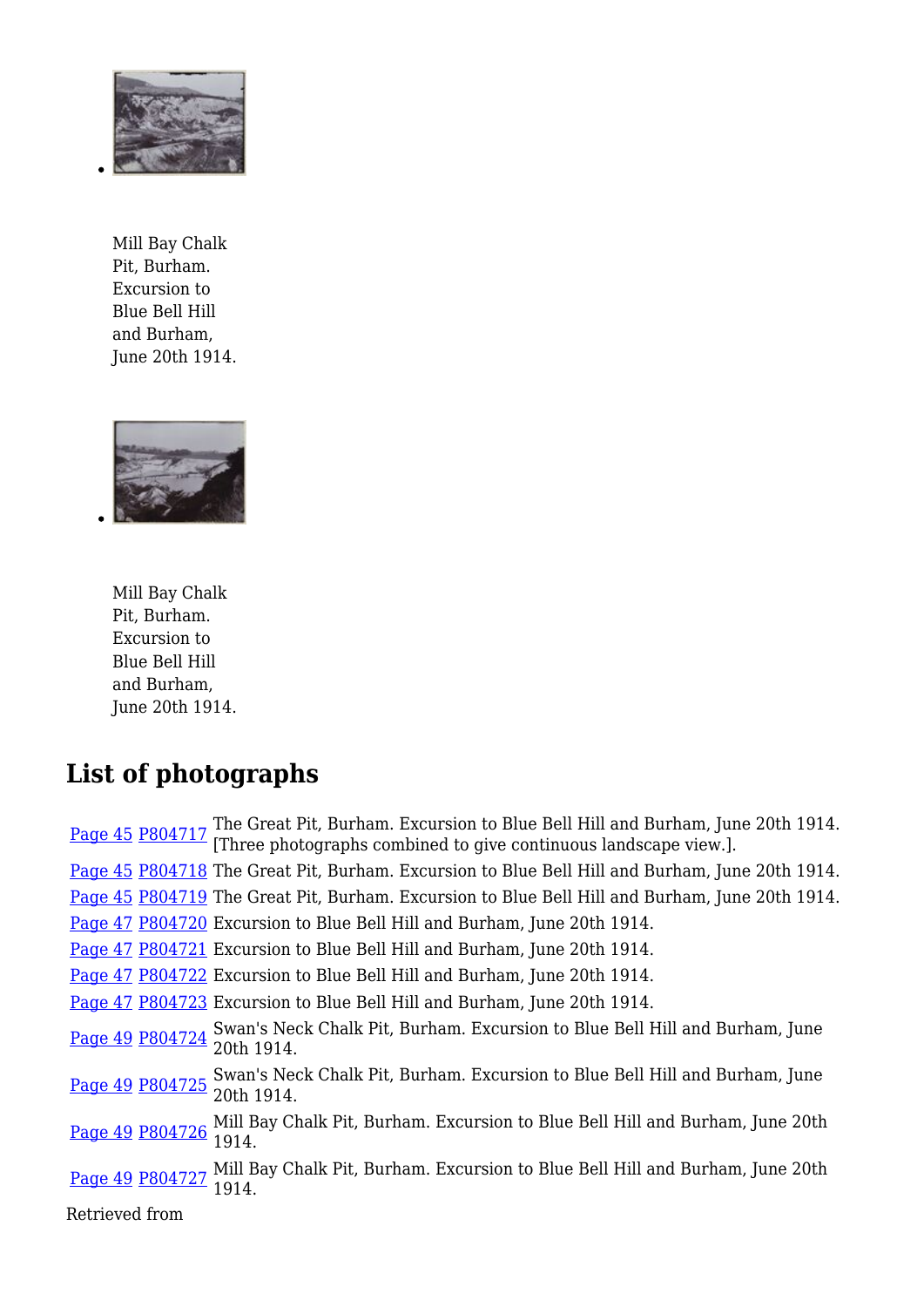- Mill Bay Chalk Pit, Burham. Excursion to Blue Bell Hill and Burham, June 20th 1914.

- Mill Bay Chalk Pit, Burham. Excursion to Blue Bell Hill and Burham, June 20th 1914.

## List of photographs

| | | |
|---|---|---|
| Page 45 | P804717 | The Great Pit, Burham. Excursion to Blue Bell Hill and Burham, June 20th 1914. [Three photographs combined to give continuous landscape view.]. |
| Page 45 | P804718 | The Great Pit, Burham. Excursion to Blue Bell Hill and Burham, June 20th 1914. |
| Page 45 | P804719 | The Great Pit, Burham. Excursion to Blue Bell Hill and Burham, June 20th 1914. |
| Page 47 | P804720 | Excursion to Blue Bell Hill and Burham, June 20th 1914. |
| Page 47 | P804721 | Excursion to Blue Bell Hill and Burham, June 20th 1914. |
| Page 47 | P804722 | Excursion to Blue Bell Hill and Burham, June 20th 1914. |
| Page 47 | P804723 | Excursion to Blue Bell Hill and Burham, June 20th 1914. |
| Page 49 | P804724 | Swan's Neck Chalk Pit, Burham. Excursion to Blue Bell Hill and Burham, June 20th 1914. |
| Page 49 | P804725 | Swan's Neck Chalk Pit, Burham. Excursion to Blue Bell Hill and Burham, June 20th 1914. |
| Page 49 | P804726 | Mill Bay Chalk Pit, Burham. Excursion to Blue Bell Hill and Burham, June 20th 1914. |
| Page 49 | P804727 | Mill Bay Chalk Pit, Burham. Excursion to Blue Bell Hill and Burham, June 20th 1914. |

Retrieved from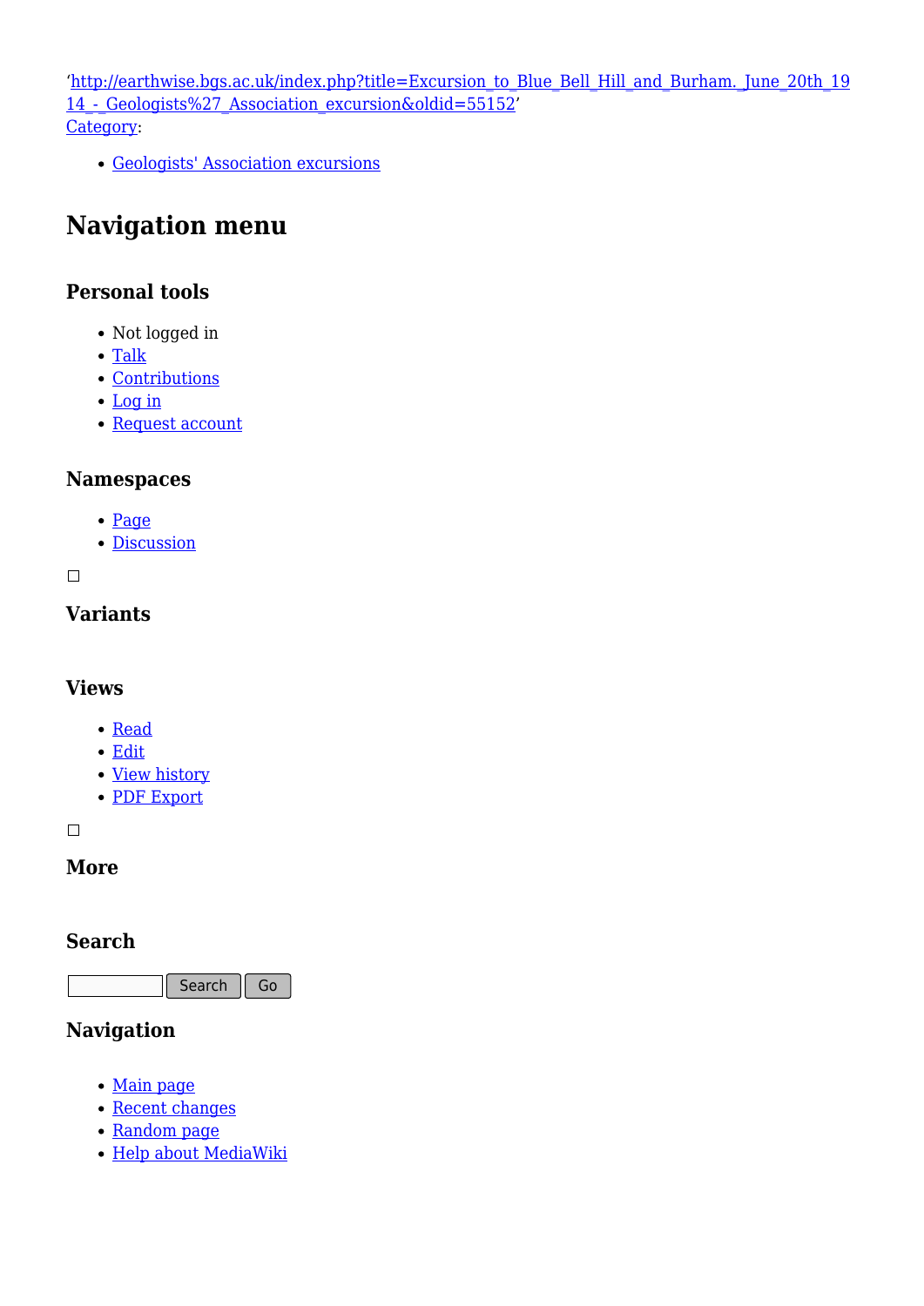'http://earthwise.bgs.ac.uk/index.php?title=Excursion_to_Blue_Bell_Hill_and_Burham._June_20th_1914_-_Geologists%27_Association_excursion&oldid=55152'
Category:

- Geologists' Association excursions

## Navigation menu

### Personal tools

- Not logged in
- Talk
- Contributions
- Log in
- Request account

### Namespaces

- Page
- Discussion

### Variants

### Views

- Read
- Edit
- View history
- PDF Export

### More

### Search

Search Go

### Navigation

- Main page
- Recent changes
- Random page
- Help about MediaWiki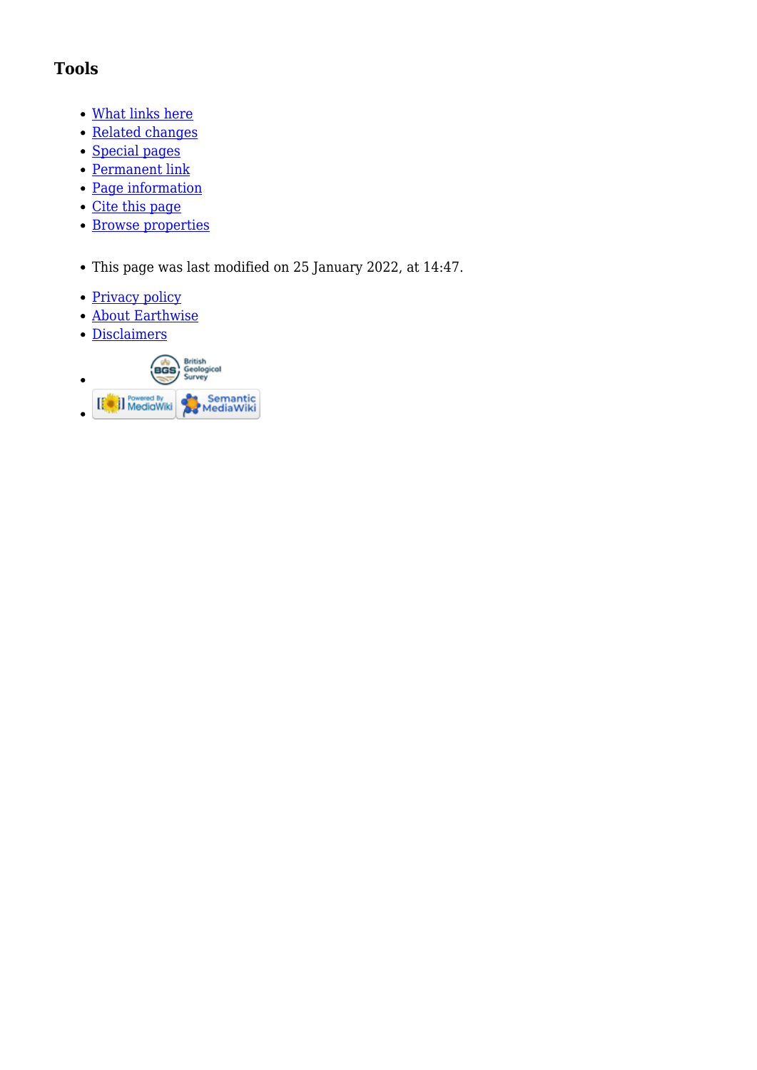## Tools

- What links here
- Related changes
- Special pages
- Permanent link
- Page information
- Cite this page
- Browse properties

- This page was last modified on 25 January 2022, at 14:47.

- Privacy policy
- About Earthwise
- Disclaimers